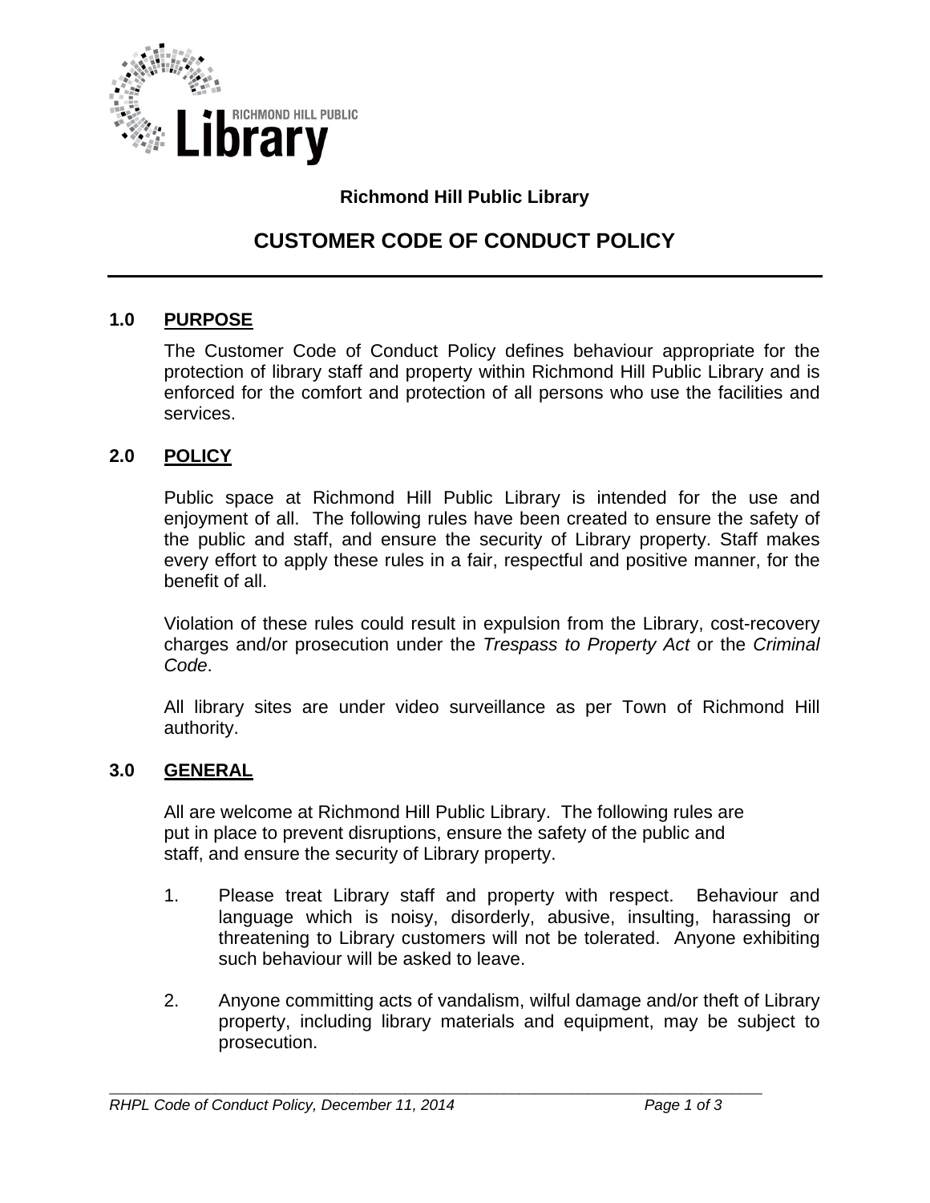RICHMOND HILL PUBLIC Library

**Richmond Hill Public Library**

# CUSTOMER CODE OF CONDUCT POLICY

## 1.0 PURPOSE

The Customer Code of Conduct Policy defines behaviour appropriate for the protection of library staff and property within Richmond Hill Public Library and is enforced for the comfort and protection of all persons who use the facilities and services.

## 2.0 POLICY

Public space at Richmond Hill Public Library is intended for the use and enjoyment of all. The following rules have been created to ensure the safety of the public and staff, and ensure the security of Library property. Staff makes every effort to apply these rules in a fair, respectful and positive manner, for the benefit of all.

Violation of these rules could result in expulsion from the Library, cost-recovery charges and/or prosecution under the *Trespass to Property Act* or the *Criminal Code*.

All library sites are under video surveillance as per Town of Richmond Hill authority.

## 3.0 GENERAL

All are welcome at Richmond Hill Public Library. The following rules are put in place to prevent disruptions, ensure the safety of the public and staff, and ensure the security of Library property.

1. Please treat Library staff and property with respect. Behaviour and language which is noisy, disorderly, abusive, insulting, harassing or threatening to Library customers will not be tolerated. Anyone exhibiting such behaviour will be asked to leave.

2. Anyone committing acts of vandalism, wilful damage and/or theft of Library property, including library materials and equipment, may be subject to prosecution.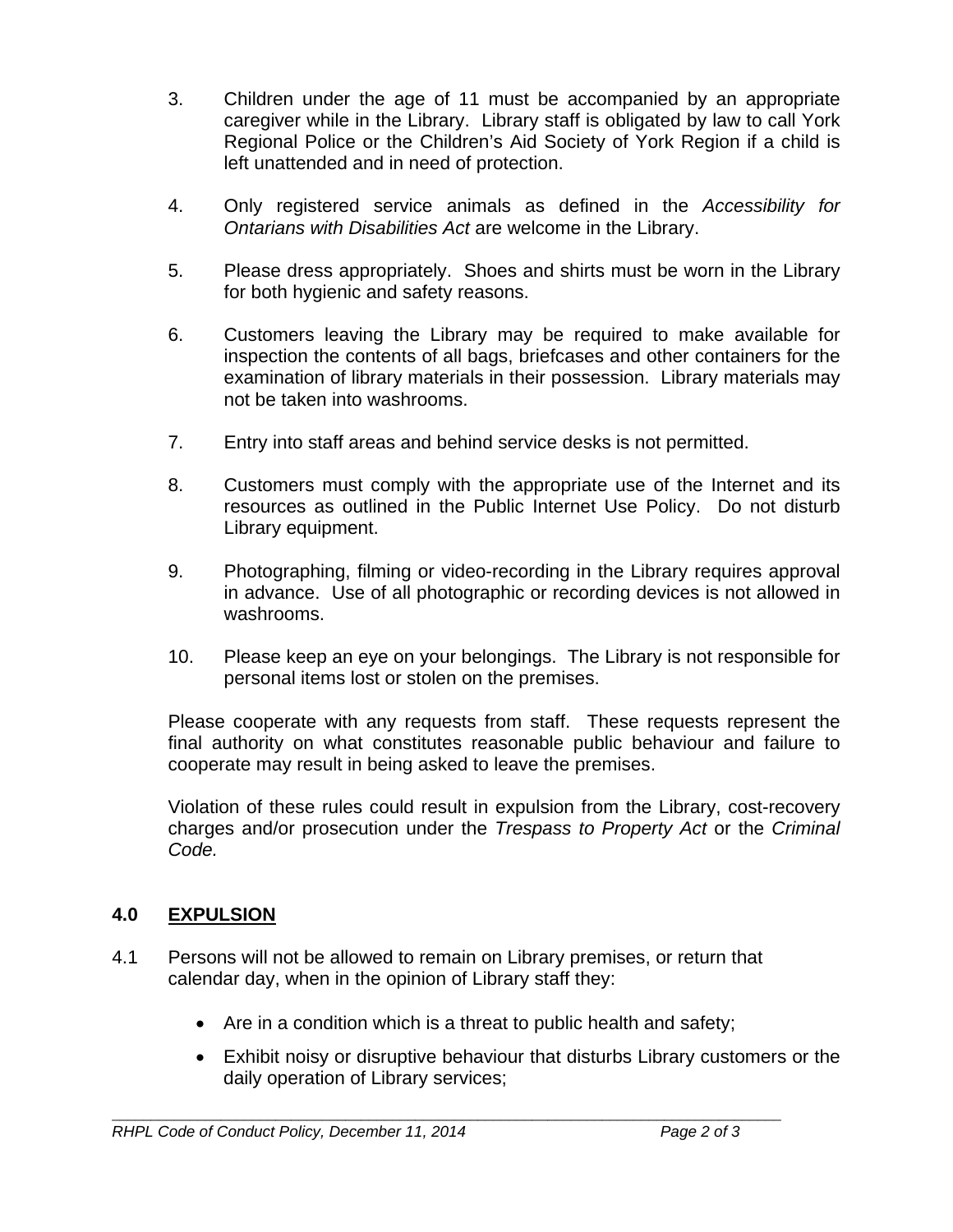3. Children under the age of 11 must be accompanied by an appropriate caregiver while in the Library. Library staff is obligated by law to call York Regional Police or the Children's Aid Society of York Region if a child is left unattended and in need of protection.

4. Only registered service animals as defined in the *Accessibility for Ontarians with Disabilities Act* are welcome in the Library.

5. Please dress appropriately. Shoes and shirts must be worn in the Library for both hygienic and safety reasons.

6. Customers leaving the Library may be required to make available for inspection the contents of all bags, briefcases and other containers for the examination of library materials in their possession. Library materials may not be taken into washrooms.

7. Entry into staff areas and behind service desks is not permitted.

8. Customers must comply with the appropriate use of the Internet and its resources as outlined in the Public Internet Use Policy. Do not disturb Library equipment.

9. Photographing, filming or video-recording in the Library requires approval in advance. Use of all photographic or recording devices is not allowed in washrooms.

10. Please keep an eye on your belongings. The Library is not responsible for personal items lost or stolen on the premises.

Please cooperate with any requests from staff. These requests represent the final authority on what constitutes reasonable public behaviour and failure to cooperate may result in being asked to leave the premises.

Violation of these rules could result in expulsion from the Library, cost-recovery charges and/or prosecution under the *Trespass to Property Act* or the *Criminal Code.*

## 4.0 EXPULSION

4.1 Persons will not be allowed to remain on Library premises, or return that calendar day, when in the opinion of Library staff they:

- Are in a condition which is a threat to public health and safety;
- Exhibit noisy or disruptive behaviour that disturbs Library customers or the daily operation of Library services;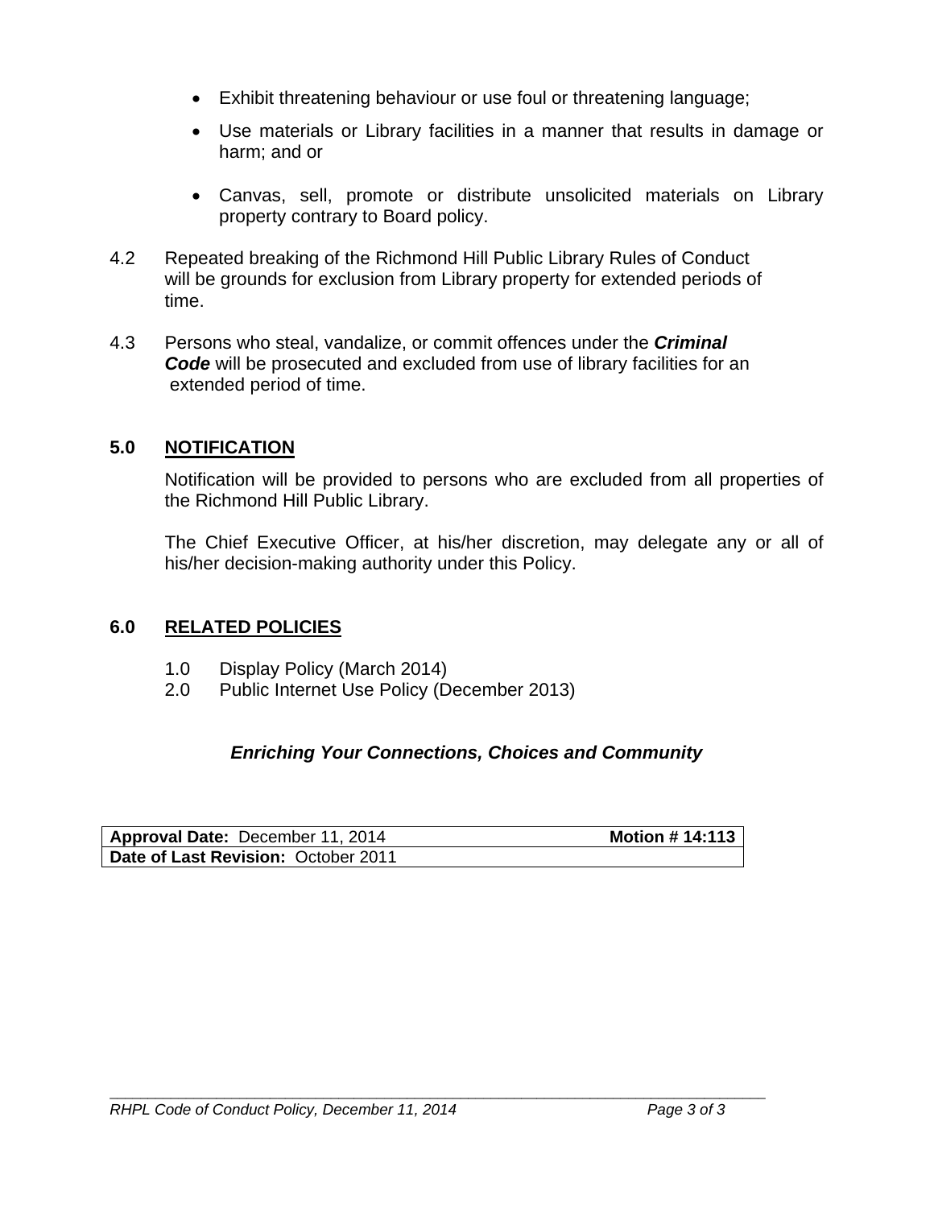- Exhibit threatening behaviour or use foul or threatening language;
- Use materials or Library facilities in a manner that results in damage or harm; and or
- Canvas, sell, promote or distribute unsolicited materials on Library property contrary to Board policy.

4.2 Repeated breaking of the Richmond Hill Public Library Rules of Conduct will be grounds for exclusion from Library property for extended periods of time.

4.3 Persons who steal, vandalize, or commit offences under the ***Criminal Code*** will be prosecuted and excluded from use of library facilities for an extended period of time.

## 5.0 NOTIFICATION

Notification will be provided to persons who are excluded from all properties of the Richmond Hill Public Library.

The Chief Executive Officer, at his/her discretion, may delegate any or all of his/her decision-making authority under this Policy.

## 6.0 RELATED POLICIES

1.0 Display Policy (March 2014)
2.0 Public Internet Use Policy (December 2013)

***Enriching Your Connections, Choices and Community***

| | |
|---|---|
| **Approval Date:** December 11, 2014 | **Motion # 14:113** |
| **Date of Last Revision:** October 2011 | |